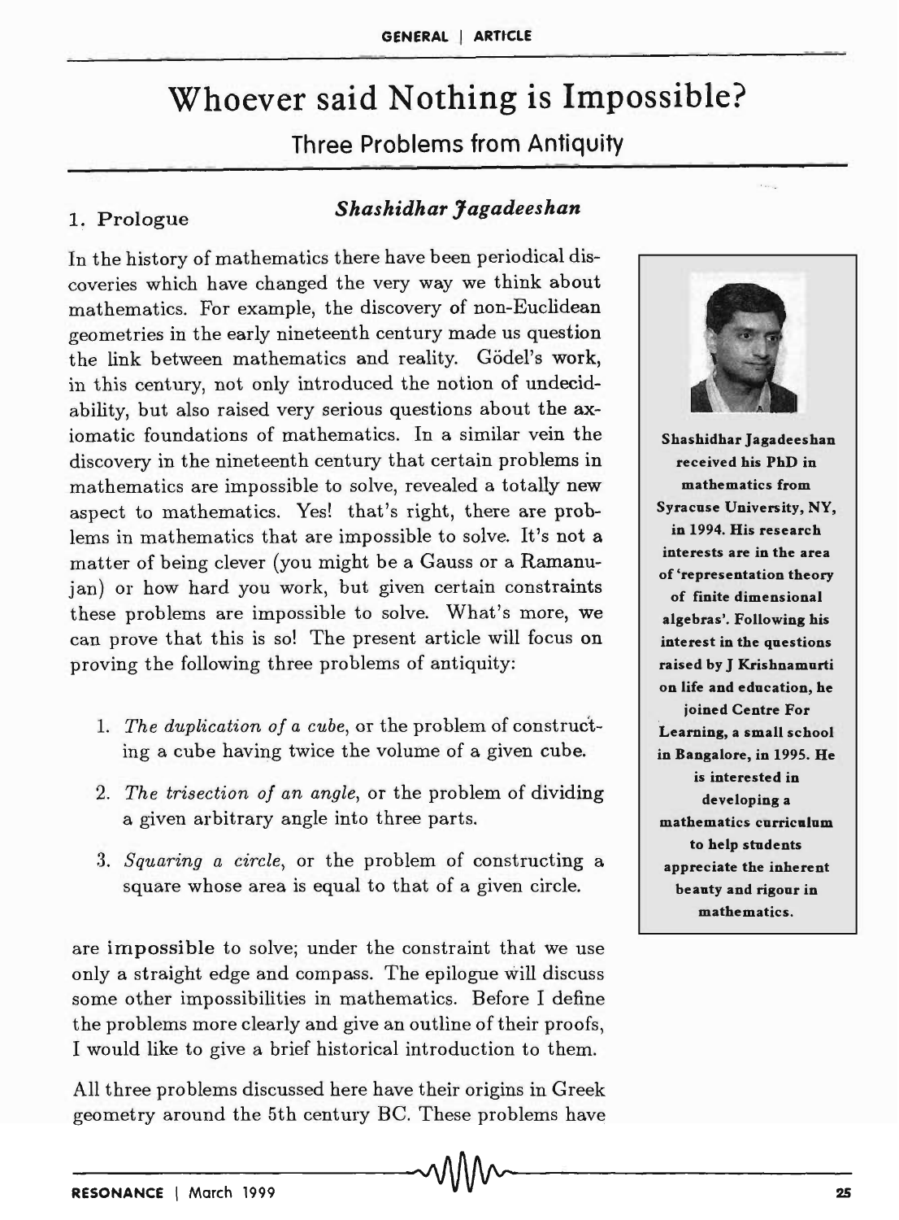# Whoever said Nothing is Impossible?

## Three Problems from Antiquity

***Shashidhar Jagadeeshan***

### 1. Prologue

In the history of mathematics there have been periodical discoveries which have changed the very way we think about mathematics. For example, the discovery of non-Euclidean geometries in the early nineteenth century made us question the link between mathematics and reality. Gödel's work, in this century, not only introduced the notion of undecidability, but also raised very serious questions about the axiomatic foundations of mathematics. In a similar vein the discovery in the nineteenth century that certain problems in mathematics are impossible to solve, revealed a totally new aspect to mathematics. Yes! that's right, there are problems in mathematics that are impossible to solve. It's not a matter of being clever (you might be a Gauss or a Ramanujan) or how hard you work, but given certain constraints these problems are impossible to solve. What's more, we can prove that this is so! The present article will focus on proving the following three problems of antiquity:

1. *The duplication of a cube*, or the problem of constructing a cube having twice the volume of a given cube.
2. *The trisection of an angle*, or the problem of dividing a given arbitrary angle into three parts.
3. *Squaring a circle*, or the problem of constructing a square whose area is equal to that of a given circle.

are **impossible** to solve; under the constraint that we use only a straight edge and compass. The epilogue will discuss some other impossibilities in mathematics. Before I define the problems more clearly and give an outline of their proofs, I would like to give a brief historical introduction to them.

All three problems discussed here have their origins in Greek geometry around the 5th century BC. These problems have

**Shashidhar Jagadeeshan received his PhD in mathematics from Syracuse University, NY, in 1994. His research interests are in the area of 'representation theory of finite dimensional algebras'. Following his interest in the questions raised by J Krishnamurti on life and education, he joined Centre For Learning, a small school in Bangalore, in 1995. He is interested in developing a mathematics curriculum to help students appreciate the inherent beauty and rigour in mathematics.**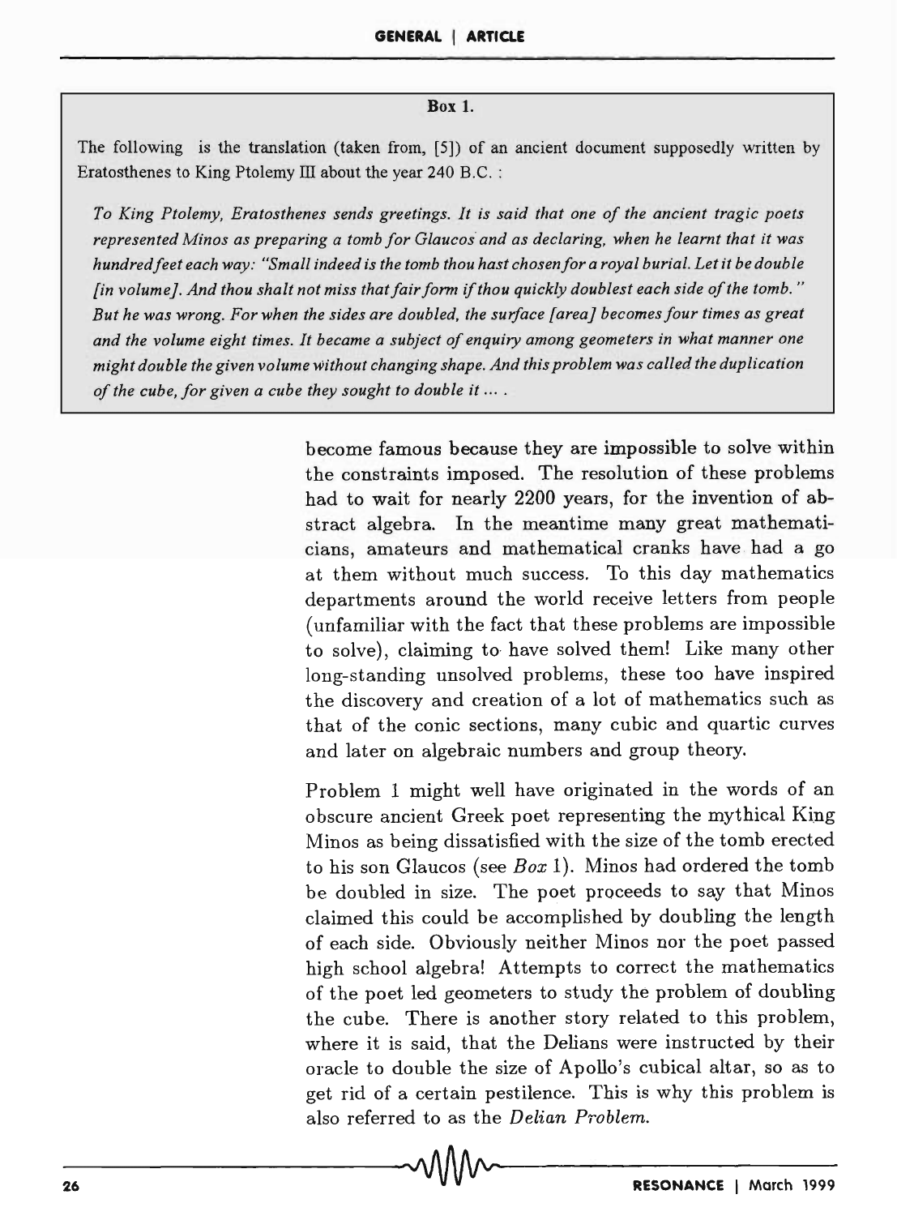**Box 1.**

The following is the translation (taken from, [5]) of an ancient document supposedly written by Eratosthenes to King Ptolemy III about the year 240 B.C. :

*To King Ptolemy, Eratosthenes sends greetings. It is said that one of the ancient tragic poets represented Minos as preparing a tomb for Glaucos and as declaring, when he learnt that it was hundred feet each way: "Small indeed is the tomb thou hast chosen for a royal burial. Let it be double [in volume]. And thou shalt not miss that fair form if thou quickly doublest each side of the tomb." But he was wrong. For when the sides are doubled, the surface [area] becomes four times as great and the volume eight times. It became a subject of enquiry among geometers in what manner one might double the given volume without changing shape. And this problem was called the duplication of the cube, for given a cube they sought to double it ... .*

become famous because they are impossible to solve within the constraints imposed. The resolution of these problems had to wait for nearly 2200 years, for the invention of abstract algebra. In the meantime many great mathematicians, amateurs and mathematical cranks have had a go at them without much success. To this day mathematics departments around the world receive letters from people (unfamiliar with the fact that these problems are impossible to solve), claiming to have solved them! Like many other long-standing unsolved problems, these too have inspired the discovery and creation of a lot of mathematics such as that of the conic sections, many cubic and quartic curves and later on algebraic numbers and group theory.

Problem 1 might well have originated in the words of an obscure ancient Greek poet representing the mythical King Minos as being dissatisfied with the size of the tomb erected to his son Glaucos (see *Box* 1). Minos had ordered the tomb be doubled in size. The poet proceeds to say that Minos claimed this could be accomplished by doubling the length of each side. Obviously neither Minos nor the poet passed high school algebra! Attempts to correct the mathematics of the poet led geometers to study the problem of doubling the cube. There is another story related to this problem, where it is said, that the Delians were instructed by their oracle to double the size of Apollo's cubical altar, so as to get rid of a certain pestilence. This is why this problem is also referred to as the *Delian Problem*.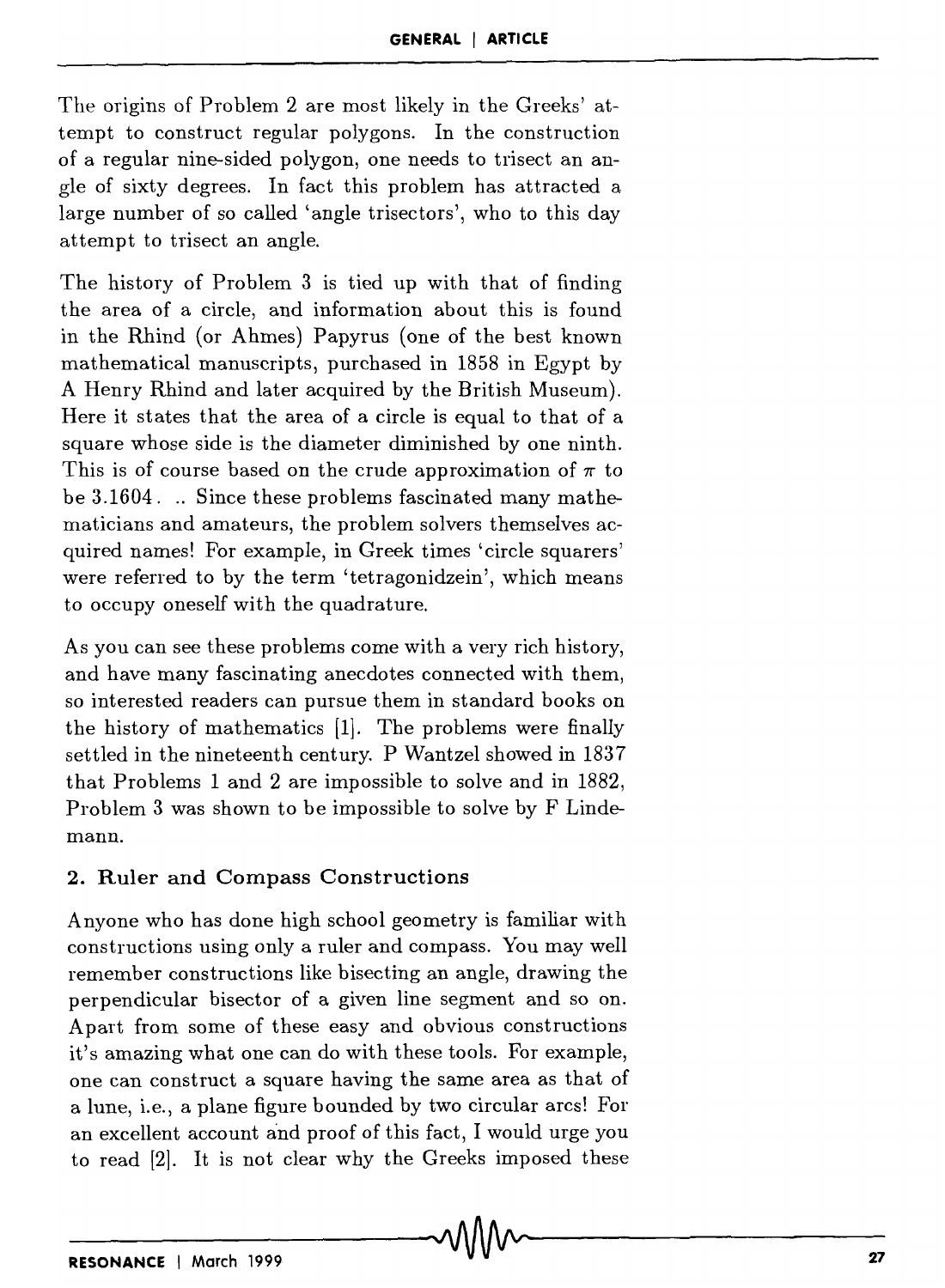The origins of Problem 2 are most likely in the Greeks' attempt to construct regular polygons. In the construction of a regular nine-sided polygon, one needs to trisect an angle of sixty degrees. In fact this problem has attracted a large number of so called 'angle trisectors', who to this day attempt to trisect an angle.

The history of Problem 3 is tied up with that of finding the area of a circle, and information about this is found in the Rhind (or Ahmes) Papyrus (one of the best known mathematical manuscripts, purchased in 1858 in Egypt by A Henry Rhind and later acquired by the British Museum). Here it states that the area of a circle is equal to that of a square whose side is the diameter diminished by one ninth. This is of course based on the crude approximation of $\pi$ to be 3.1604. .. Since these problems fascinated many mathematicians and amateurs, the problem solvers themselves acquired names! For example, in Greek times 'circle squarers' were referred to by the term 'tetragonidzein', which means to occupy oneself with the quadrature.

As you can see these problems come with a very rich history, and have many fascinating anecdotes connected with them, so interested readers can pursue them in standard books on the history of mathematics [1]. The problems were finally settled in the nineteenth century. P Wantzel showed in 1837 that Problems 1 and 2 are impossible to solve and in 1882, Problem 3 was shown to be impossible to solve by F Lindemann.

## 2. Ruler and Compass Constructions

Anyone who has done high school geometry is familiar with constructions using only a ruler and compass. You may well remember constructions like bisecting an angle, drawing the perpendicular bisector of a given line segment and so on. Apart from some of these easy and obvious constructions it's amazing what one can do with these tools. For example, one can construct a square having the same area as that of a lune, i.e., a plane figure bounded by two circular arcs! For an excellent account and proof of this fact, I would urge you to read [2]. It is not clear why the Greeks imposed these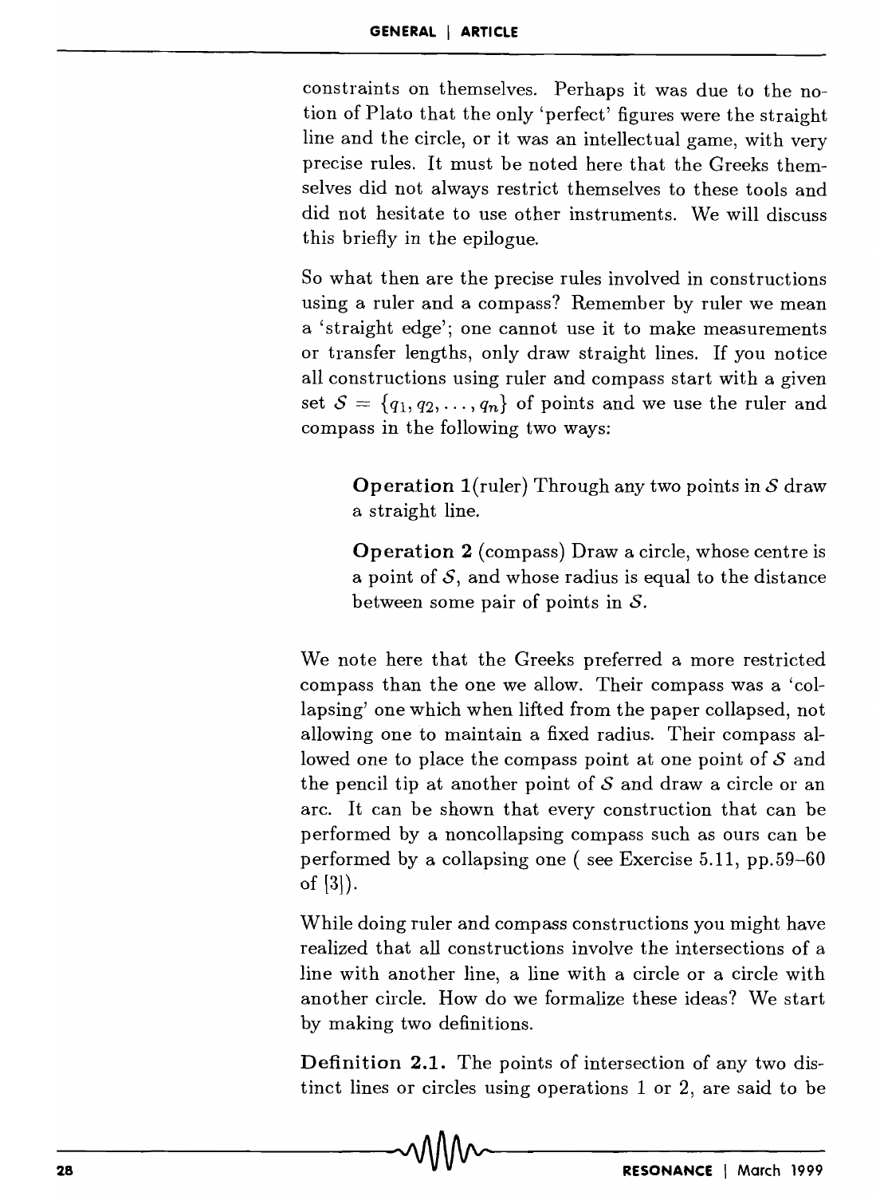constraints on themselves. Perhaps it was due to the notion of Plato that the only 'perfect' figures were the straight line and the circle, or it was an intellectual game, with very precise rules. It must be noted here that the Greeks themselves did not always restrict themselves to these tools and did not hesitate to use other instruments. We will discuss this briefly in the epilogue.

So what then are the precise rules involved in constructions using a ruler and a compass? Remember by ruler we mean a 'straight edge'; one cannot use it to make measurements or transfer lengths, only draw straight lines. If you notice all constructions using ruler and compass start with a given set $\mathcal{S} = \{q_1, q_2, \ldots, q_n\}$ of points and we use the ruler and compass in the following two ways:

> **Operation 1**(ruler) Through any two points in $\mathcal{S}$ draw a straight line.
>
> **Operation 2** (compass) Draw a circle, whose centre is a point of $\mathcal{S}$, and whose radius is equal to the distance between some pair of points in $\mathcal{S}$.

We note here that the Greeks preferred a more restricted compass than the one we allow. Their compass was a 'collapsing' one which when lifted from the paper collapsed, not allowing one to maintain a fixed radius. Their compass allowed one to place the compass point at one point of $\mathcal{S}$ and the pencil tip at another point of $\mathcal{S}$ and draw a circle or an arc. It can be shown that every construction that can be performed by a noncollapsing compass such as ours can be performed by a collapsing one ( see Exercise 5.11, pp.59–60 of [3]).

While doing ruler and compass constructions you might have realized that all constructions involve the intersections of a line with another line, a line with a circle or a circle with another circle. How do we formalize these ideas? We start by making two definitions.

**Definition 2.1.** The points of intersection of any two distinct lines or circles using operations 1 or 2, are said to be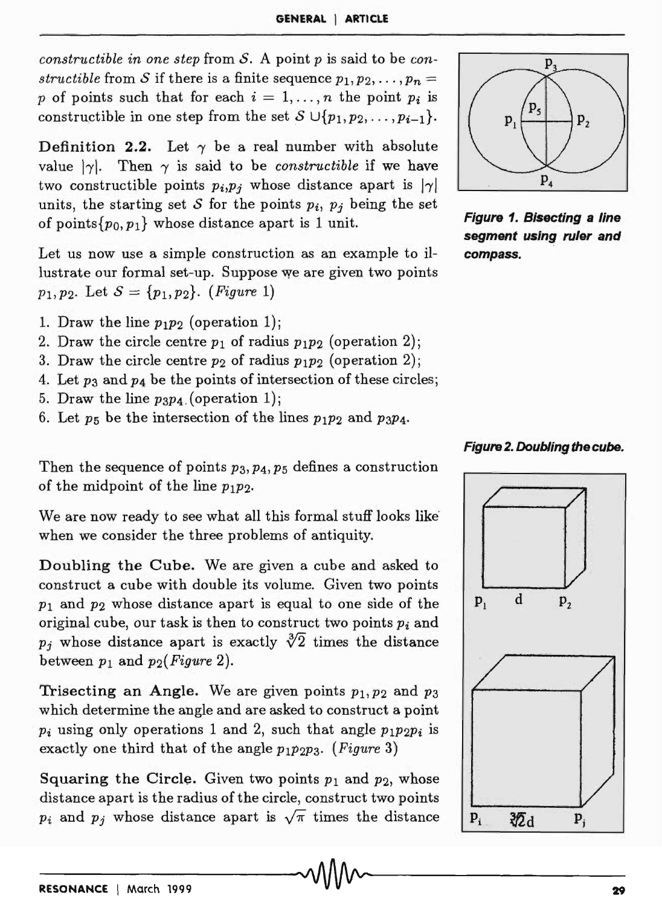*constructible in one step* from $\mathcal{S}$. A point $p$ is said to be *constructible* from $\mathcal{S}$ if there is a finite sequence $p_1, p_2, \ldots, p_n = p$ of points such that for each $i = 1, \ldots, n$ the point $p_i$ is constructible in one step from the set $\mathcal{S} \cup \{p_1, p_2, \ldots, p_{i-1}\}$.

**Definition 2.2.** Let $\gamma$ be a real number with absolute value $|\gamma|$. Then $\gamma$ is said to be *constructible* if we have two constructible points $p_i, p_j$ whose distance apart is $|\gamma|$ units, the starting set $\mathcal{S}$ for the points $p_i$, $p_j$ being the set of points $\{p_0, p_1\}$ whose distance apart is 1 unit.

Let us now use a simple construction as an example to illustrate our formal set-up. Suppose we are given two points $p_1, p_2$. Let $\mathcal{S} = \{p_1, p_2\}$. (*Figure* 1)

1. Draw the line $p_1p_2$ (operation 1);
2. Draw the circle centre $p_1$ of radius $p_1p_2$ (operation 2);
3. Draw the circle centre $p_2$ of radius $p_1p_2$ (operation 2);
4. Let $p_3$ and $p_4$ be the points of intersection of these circles;
5. Draw the line $p_3p_4$ (operation 1);
6. Let $p_5$ be the intersection of the lines $p_1p_2$ and $p_3p_4$.

**Figure 1. Bisecting a line segment using ruler and compass.**

Then the sequence of points $p_3, p_4, p_5$ defines a construction of the midpoint of the line $p_1p_2$.

We are now ready to see what all this formal stuff looks like when we consider the three problems of antiquity.

**Doubling the Cube.** We are given a cube and asked to construct a cube with double its volume. Given two points $p_1$ and $p_2$ whose distance apart is equal to one side of the original cube, our task is then to construct two points $p_i$ and $p_j$ whose distance apart is exactly $\sqrt[3]{2}$ times the distance between $p_1$ and $p_2$ (*Figure* 2).

**Figure 2. Doubling the cube.**

**Trisecting an Angle.** We are given points $p_1, p_2$ and $p_3$ which determine the angle and are asked to construct a point $p_i$ using only operations 1 and 2, such that angle $p_1p_2p_i$ is exactly one third that of the angle $p_1p_2p_3$. (*Figure* 3)

**Squaring the Circle.** Given two points $p_1$ and $p_2$, whose distance apart is the radius of the circle, construct two points $p_i$ and $p_j$ whose distance apart is $\sqrt{\pi}$ times the distance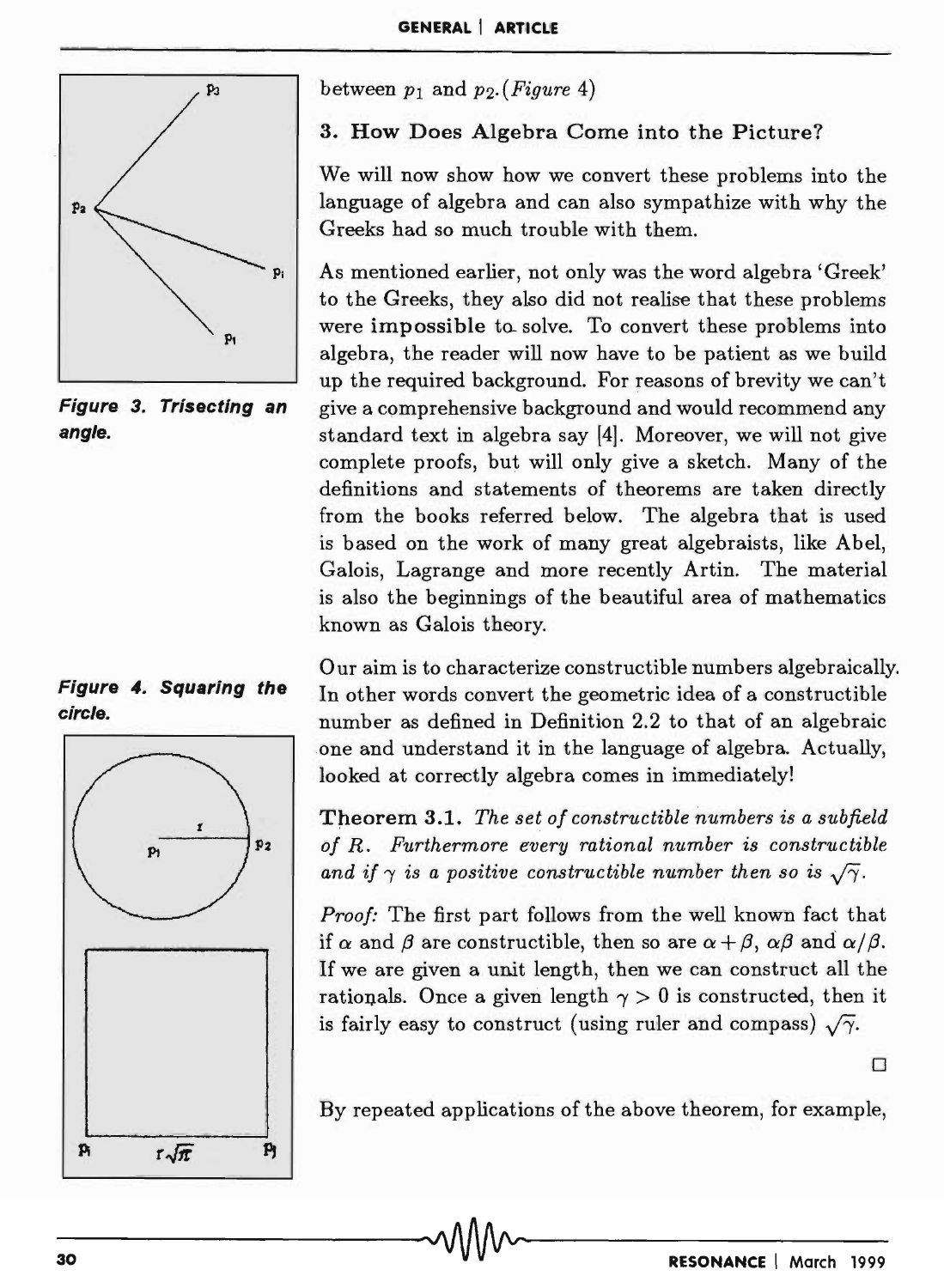between $p_1$ and $p_2$. (*Figure* 4)

*Figure 3. Trisecting an angle.*

*Figure 4. Squaring the circle.*

## 3. How Does Algebra Come into the Picture?

We will now show how we convert these problems into the language of algebra and can also sympathize with why the Greeks had so much trouble with them.

As mentioned earlier, not only was the word algebra 'Greek' to the Greeks, they also did not realise that these problems were **impossible** to solve. To convert these problems into algebra, the reader will now have to be patient as we build up the required background. For reasons of brevity we can't give a comprehensive background and would recommend any standard text in algebra say [4]. Moreover, we will not give complete proofs, but will only give a sketch. Many of the definitions and statements of theorems are taken directly from the books referred below. The algebra that is used is based on the work of many great algebraists, like Abel, Galois, Lagrange and more recently Artin. The material is also the beginnings of the beautiful area of mathematics known as Galois theory.

Our aim is to characterize constructible numbers algebraically. In other words convert the geometric idea of a constructible number as defined in Definition 2.2 to that of an algebraic one and understand it in the language of algebra. Actually, looked at correctly algebra comes in immediately!

**Theorem 3.1.** *The set of constructible numbers is a subfield of $R$. Furthermore every rational number is constructible and if $\gamma$ is a positive constructible number then so is $\sqrt{\gamma}$.*

*Proof:* The first part follows from the well known fact that if $\alpha$ and $\beta$ are constructible, then so are $\alpha + \beta$, $\alpha\beta$ and $\alpha/\beta$. If we are given a unit length, then we can construct all the rationals. Once a given length $\gamma > 0$ is constructed, then it is fairly easy to construct (using ruler and compass) $\sqrt{\gamma}$.

□

By repeated applications of the above theorem, for example,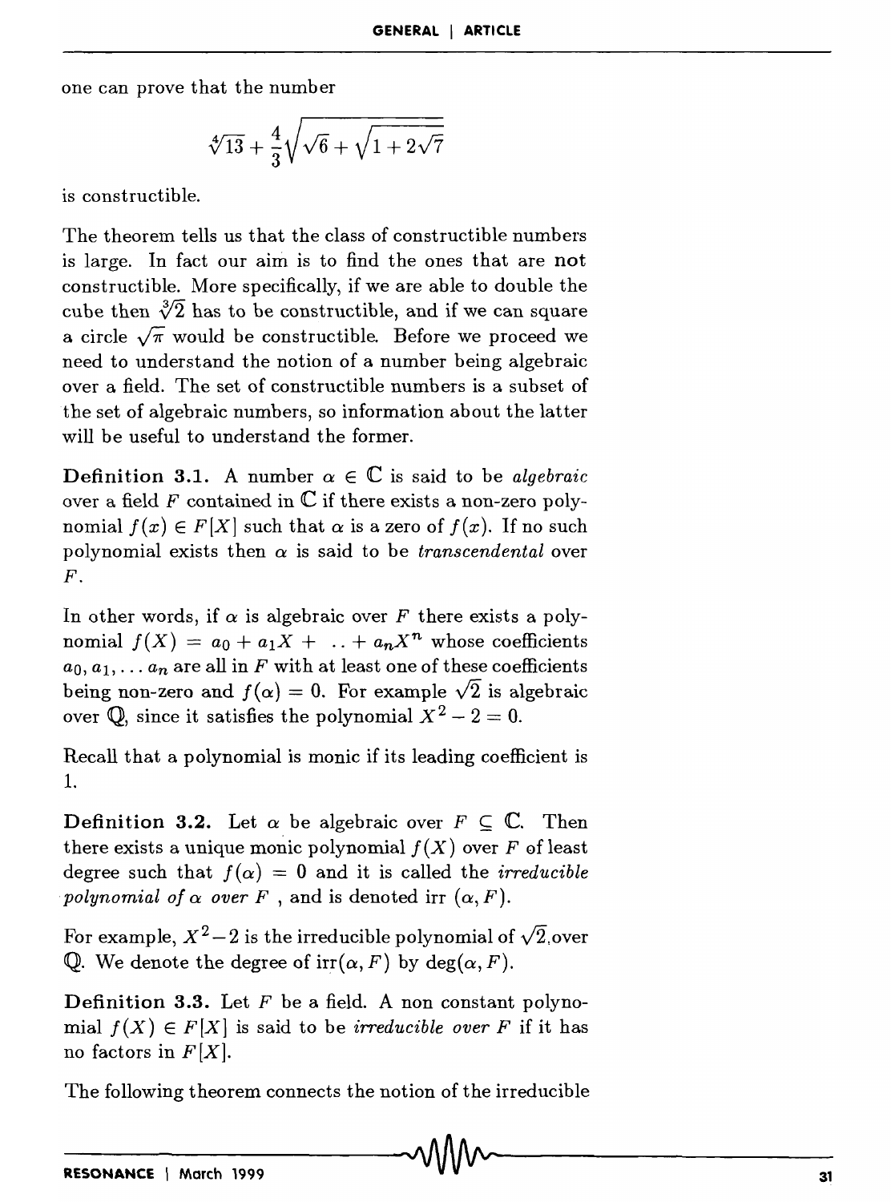one can prove that the number

$$\sqrt[4]{13} + \frac{4}{3}\sqrt{\sqrt{6} + \sqrt{1 + 2\sqrt{7}}}$$

is constructible.

The theorem tells us that the class of constructible numbers is large. In fact our aim is to find the ones that are **not** constructible. More specifically, if we are able to double the cube then $\sqrt[3]{2}$ has to be constructible, and if we can square a circle $\sqrt{\pi}$ would be constructible. Before we proceed we need to understand the notion of a number being algebraic over a field. The set of constructible numbers is a subset of the set of algebraic numbers, so information about the latter will be useful to understand the former.

**Definition 3.1.** A number $\alpha \in \mathbb{C}$ is said to be *algebraic* over a field $F$ contained in $\mathbb{C}$ if there exists a non-zero polynomial $f(x) \in F[X]$ such that $\alpha$ is a zero of $f(x)$. If no such polynomial exists then $\alpha$ is said to be *transcendental* over $F$.

In other words, if $\alpha$ is algebraic over $F$ there exists a polynomial $f(X) = a_0 + a_1X + \ldots + a_nX^n$ whose coefficients $a_0, a_1, \ldots a_n$ are all in $F$ with at least one of these coefficients being non-zero and $f(\alpha) = 0$. For example $\sqrt{2}$ is algebraic over $\mathbb{Q}$, since it satisfies the polynomial $X^2 - 2 = 0$.

Recall that a polynomial is monic if its leading coefficient is 1.

**Definition 3.2.** Let $\alpha$ be algebraic over $F \subseteq \mathbb{C}$. Then there exists a unique monic polynomial $f(X)$ over $F$ of least degree such that $f(\alpha) = 0$ and it is called the *irreducible polynomial of $\alpha$ over $F$*, and is denoted irr $(\alpha, F)$.

For example, $X^2 - 2$ is the irreducible polynomial of $\sqrt{2}$ over $\mathbb{Q}$. We denote the degree of irr$(\alpha, F)$ by deg$(\alpha, F)$.

**Definition 3.3.** Let $F$ be a field. A non constant polynomial $f(X) \in F[X]$ is said to be *irreducible over $F$* if it has no factors in $F[X]$.

The following theorem connects the notion of the irreducible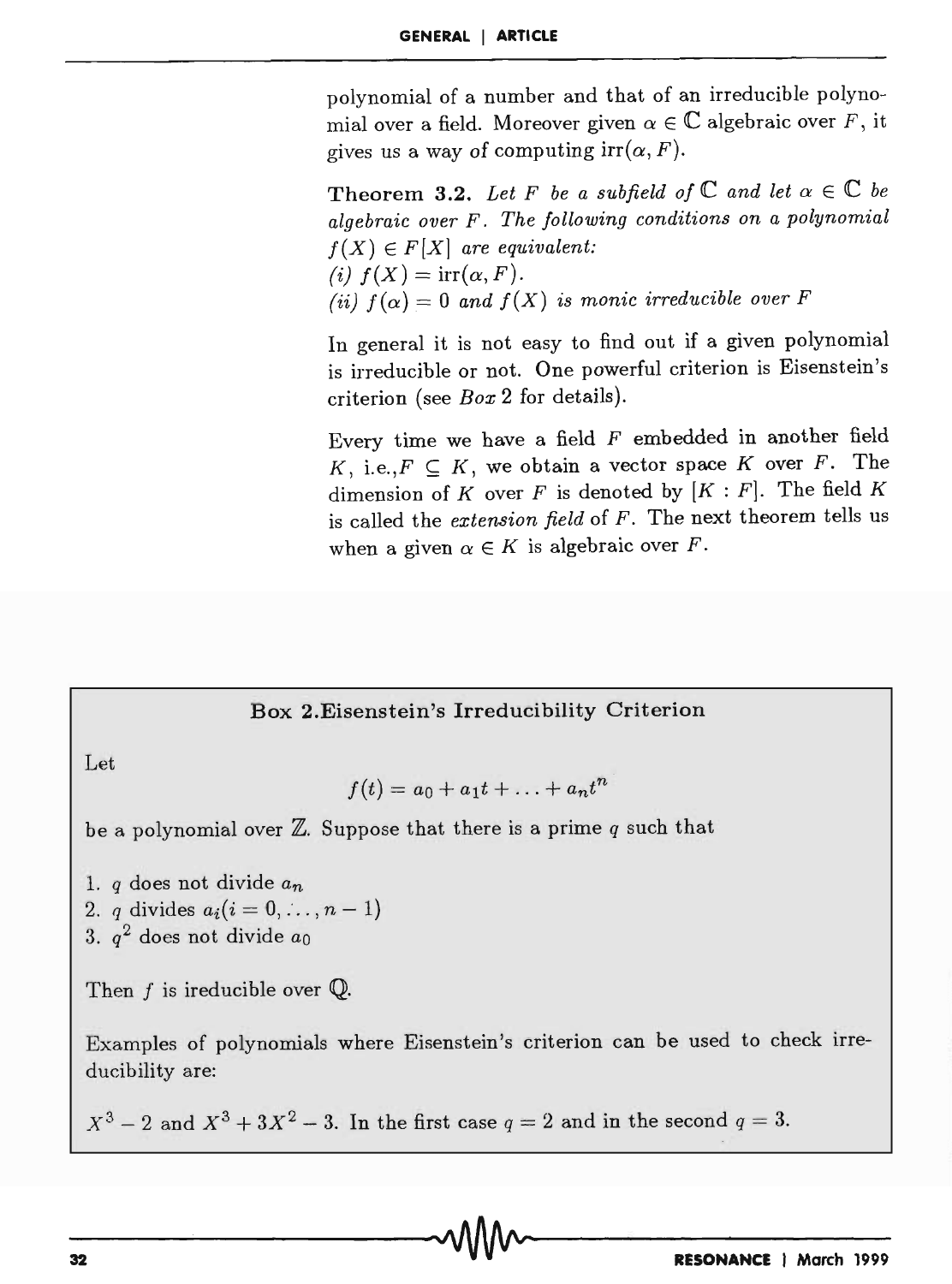polynomial of a number and that of an irreducible polynomial over a field. Moreover given $\alpha \in \mathbb{C}$ algebraic over $F$, it gives us a way of computing $\operatorname{irr}(\alpha, F)$.

**Theorem 3.2.** *Let $F$ be a subfield of $\mathbb{C}$ and let $\alpha \in \mathbb{C}$ be algebraic over $F$. The following conditions on a polynomial $f(X) \in F[X]$ are equivalent:*
*(i) $f(X) = \operatorname{irr}(\alpha, F)$.*
*(ii) $f(\alpha) = 0$ and $f(X)$ is monic irreducible over $F$*

In general it is not easy to find out if a given polynomial is irreducible or not. One powerful criterion is Eisenstein's criterion (see *Box* 2 for details).

Every time we have a field $F$ embedded in another field $K$, i.e.,$F \subseteq K$, we obtain a vector space $K$ over $F$. The dimension of $K$ over $F$ is denoted by $[K : F]$. The field $K$ is called the *extension field* of $F$. The next theorem tells us when a given $\alpha \in K$ is algebraic over $F$.

### Box 2.Eisenstein's Irreducibility Criterion

Let

$$f(t) = a_0 + a_1 t + \ldots + a_n t^n$$

be a polynomial over $\mathbb{Z}$. Suppose that there is a prime $q$ such that

1. $q$ does not divide $a_n$
2. $q$ divides $a_i (i = 0, \ldots, n-1)$
3. $q^2$ does not divide $a_0$

Then $f$ is ireducible over $\mathbb{Q}$.

Examples of polynomials where Eisenstein's criterion can be used to check irreducibility are:

$X^3 - 2$ and $X^3 + 3X^2 - 3$. In the first case $q = 2$ and in the second $q = 3$.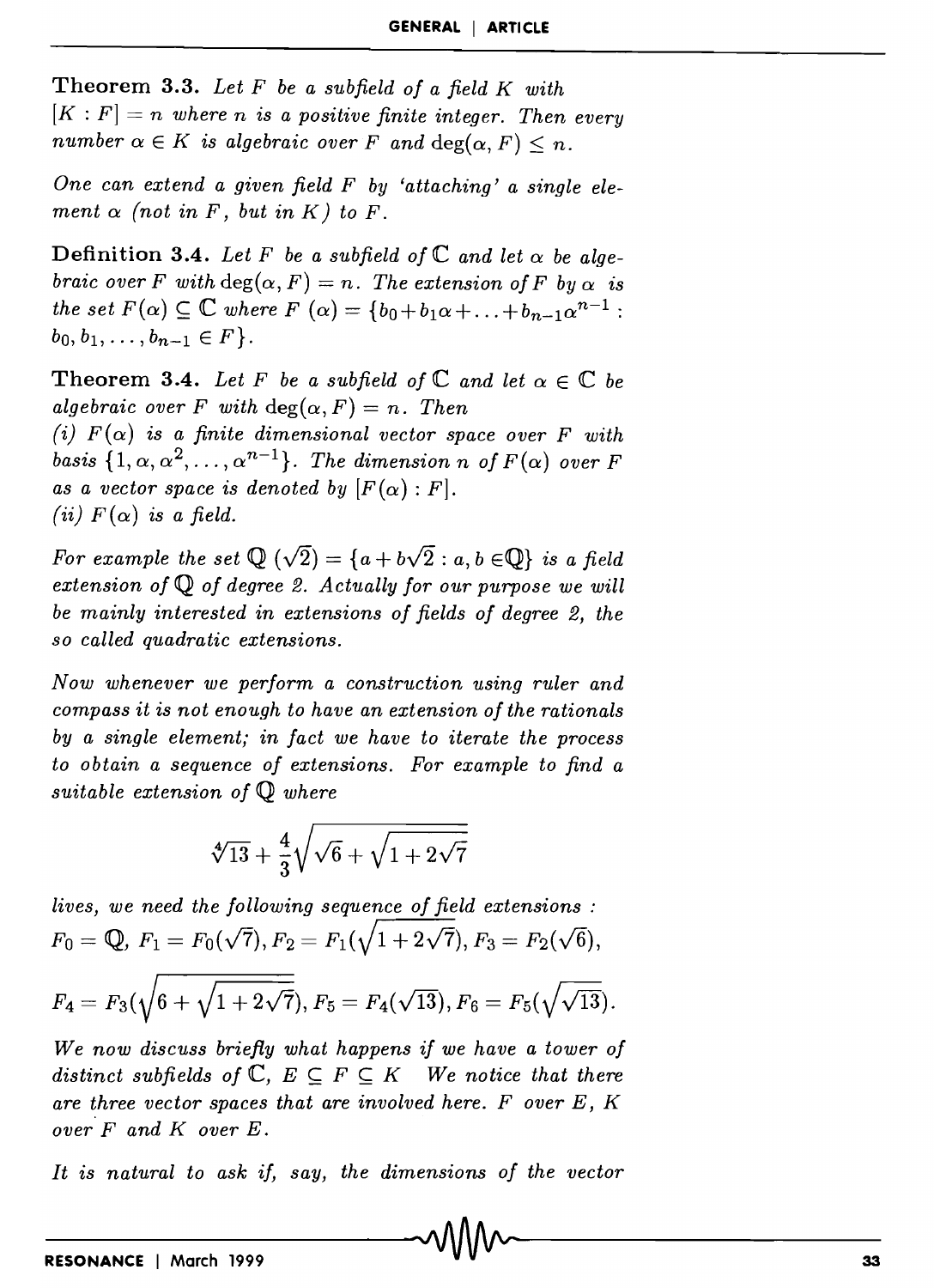**Theorem 3.3.** *Let $F$ be a subfield of a field $K$ with $[K : F] = n$ where $n$ is a positive finite integer. Then every number $\alpha \in K$ is algebraic over $F$ and $\deg(\alpha, F) \leq n$.*

*One can extend a given field $F$ by 'attaching' a single element $\alpha$ (not in $F$, but in $K$) to $F$.*

**Definition 3.4.** *Let $F$ be a subfield of $\mathbb{C}$ and let $\alpha$ be algebraic over $F$ with $\deg(\alpha, F) = n$. The extension of $F$ by $\alpha$ is the set $F(\alpha) \subseteq \mathbb{C}$ where $F(\alpha) = \{b_0 + b_1\alpha + \ldots + b_{n-1}\alpha^{n-1} : b_0, b_1, \ldots, b_{n-1} \in F\}$.*

**Theorem 3.4.** *Let $F$ be a subfield of $\mathbb{C}$ and let $\alpha \in \mathbb{C}$ be algebraic over $F$ with $\deg(\alpha, F) = n$. Then*
*(i) $F(\alpha)$ is a finite dimensional vector space over $F$ with basis $\{1, \alpha, \alpha^2, \ldots, \alpha^{n-1}\}$. The dimension $n$ of $F(\alpha)$ over $F$ as a vector space is denoted by $[F(\alpha) : F]$.*
*(ii) $F(\alpha)$ is a field.*

*For example the set $\mathbb{Q}(\sqrt{2}) = \{a + b\sqrt{2} : a, b \in \mathbb{Q}\}$ is a field extension of $\mathbb{Q}$ of degree 2. Actually for our purpose we will be mainly interested in extensions of fields of degree 2, the so called quadratic extensions.*

*Now whenever we perform a construction using ruler and compass it is not enough to have an extension of the rationals by a single element; in fact we have to iterate the process to obtain a sequence of extensions. For example to find a suitable extension of $\mathbb{Q}$ where*

$$\sqrt[4]{13} + \frac{4}{3}\sqrt{\sqrt{6} + \sqrt{1 + 2\sqrt{7}}}$$

*lives, we need the following sequence of field extensions :*
$F_0 = \mathbb{Q}$, $F_1 = F_0(\sqrt{7})$, $F_2 = F_1(\sqrt{1 + 2\sqrt{7}})$, $F_3 = F_2(\sqrt{6})$,

$$F_4 = F_3\left(\sqrt{6 + \sqrt{1 + 2\sqrt{7}}}\right), F_5 = F_4(\sqrt{13}), F_6 = F_5\left(\sqrt{\sqrt{13}}\right).$$

*We now discuss briefly what happens if we have a tower of distinct subfields of $\mathbb{C}$, $E \subseteq F \subseteq K$ We notice that there are three vector spaces that are involved here. $F$ over $E$, $K$ over $F$ and $K$ over $E$.*

*It is natural to ask if, say, the dimensions of the vector*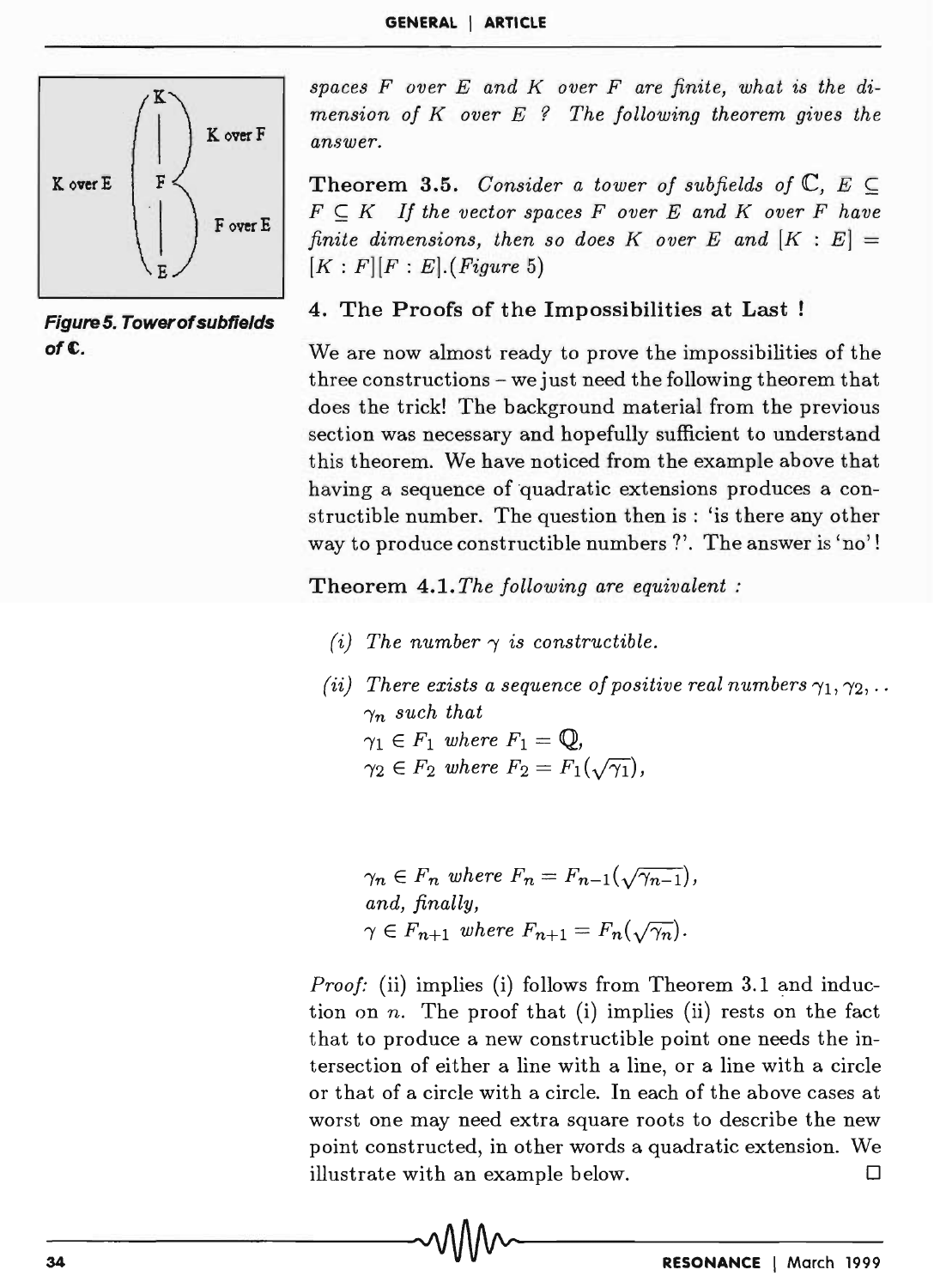*spaces F over E and K over F are finite, what is the dimension of K over E ? The following theorem gives the answer.*

**Theorem 3.5.** *Consider a tower of subfields of $\mathbb{C}$, $E \subseteq F \subseteq K$ If the vector spaces F over E and K over F have finite dimensions, then so does K over E and $[K : E] = [K : F][F : E]$.(Figure 5)*

**Figure 5. Tower of subfields of $\mathbb{C}$.**

## 4. The Proofs of the Impossibilities at Last !

We are now almost ready to prove the impossibilities of the three constructions – we just need the following theorem that does the trick! The background material from the previous section was necessary and hopefully sufficient to understand this theorem. We have noticed from the example above that having a sequence of quadratic extensions produces a constructible number. The question then is : 'is there any other way to produce constructible numbers ?'. The answer is 'no'!

**Theorem 4.1.** *The following are equivalent :*

*(i) The number $\gamma$ is constructible.*

*(ii) There exists a sequence of positive real numbers $\gamma_1, \gamma_2, \ldots \gamma_n$ such that*
*$\gamma_1 \in F_1$ where $F_1 = \mathbb{Q}$,*
*$\gamma_2 \in F_2$ where $F_2 = F_1(\sqrt{\gamma_1})$,*

*$\gamma_n \in F_n$ where $F_n = F_{n-1}(\sqrt{\gamma_{n-1}})$,*
*and, finally,*
*$\gamma \in F_{n+1}$ where $F_{n+1} = F_n(\sqrt{\gamma_n})$.*

*Proof:* (ii) implies (i) follows from Theorem 3.1 and induction on $n$. The proof that (i) implies (ii) rests on the fact that to produce a new constructible point one needs the intersection of either a line with a line, or a line with a circle or that of a circle with a circle. In each of the above cases at worst one may need extra square roots to describe the new point constructed, in other words a quadratic extension. We illustrate with an example below. □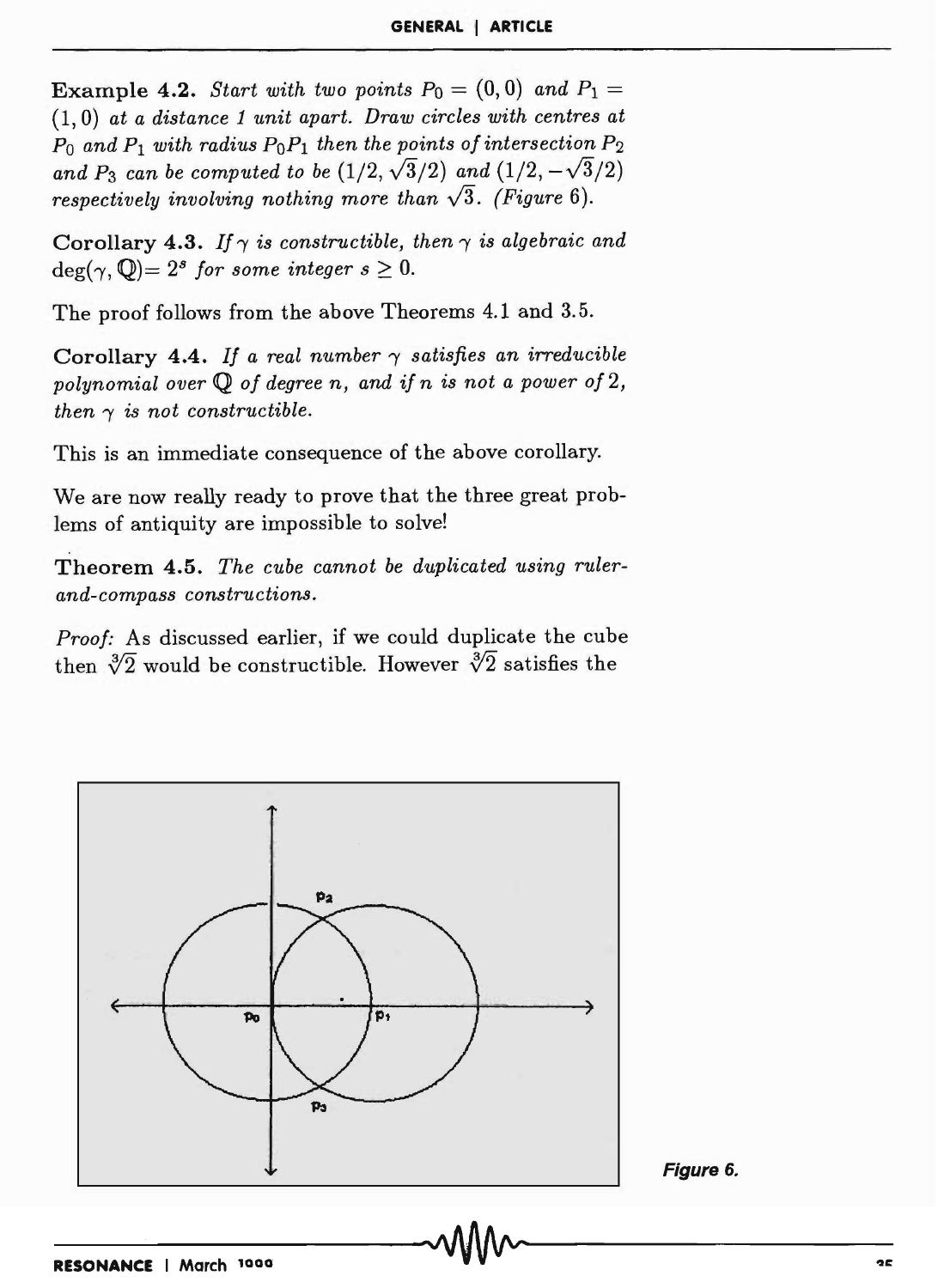**Example 4.2.** *Start with two points $P_0 = (0,0)$ and $P_1 = (1,0)$ at a distance 1 unit apart. Draw circles with centres at $P_0$ and $P_1$ with radius $P_0P_1$ then the points of intersection $P_2$ and $P_3$ can be computed to be $(1/2, \sqrt{3}/2)$ and $(1/2, -\sqrt{3}/2)$ respectively involving nothing more than $\sqrt{3}$. (Figure 6).*

**Corollary 4.3.** *If $\gamma$ is constructible, then $\gamma$ is algebraic and* $\deg(\gamma, \mathbb{Q}) = 2^s$ *for some integer $s \geq 0$.*

The proof follows from the above Theorems 4.1 and 3.5.

**Corollary 4.4.** *If a real number $\gamma$ satisfies an irreducible polynomial over $\mathbb{Q}$ of degree $n$, and if $n$ is not a power of 2, then $\gamma$ is not constructible.*

This is an immediate consequence of the above corollary.

We are now really ready to prove that the three great problems of antiquity are impossible to solve!

**Theorem 4.5.** *The cube cannot be duplicated using ruler-and-compass constructions.*

*Proof:* As discussed earlier, if we could duplicate the cube then $\sqrt[3]{2}$ would be constructible. However $\sqrt[3]{2}$ satisfies the

*Figure 6.*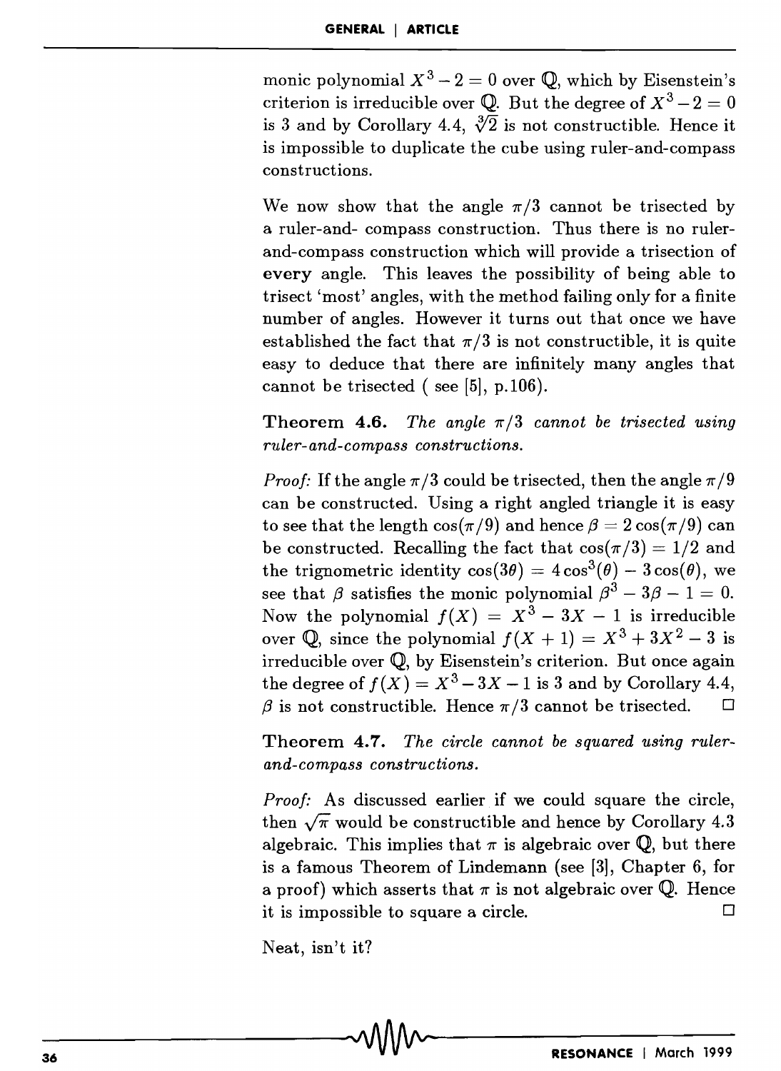monic polynomial $X^3 - 2 = 0$ over $\mathbb{Q}$, which by Eisenstein's criterion is irreducible over $\mathbb{Q}$. But the degree of $X^3 - 2 = 0$ is 3 and by Corollary 4.4, $\sqrt[3]{2}$ is not constructible. Hence it is impossible to duplicate the cube using ruler-and-compass constructions.

We now show that the angle $\pi/3$ cannot be trisected by a ruler-and- compass construction. Thus there is no ruler-and-compass construction which will provide a trisection of **every** angle. This leaves the possibility of being able to trisect 'most' angles, with the method failing only for a finite number of angles. However it turns out that once we have established the fact that $\pi/3$ is not constructible, it is quite easy to deduce that there are infinitely many angles that cannot be trisected ( see [5], p.106).

**Theorem 4.6.** *The angle $\pi/3$ cannot be trisected using ruler-and-compass constructions.*

*Proof:* If the angle $\pi/3$ could be trisected, then the angle $\pi/9$ can be constructed. Using a right angled triangle it is easy to see that the length $\cos(\pi/9)$ and hence $\beta = 2\cos(\pi/9)$ can be constructed. Recalling the fact that $\cos(\pi/3) = 1/2$ and the trignometric identity $\cos(3\theta) = 4\cos^3(\theta) - 3\cos(\theta)$, we see that $\beta$ satisfies the monic polynomial $\beta^3 - 3\beta - 1 = 0$. Now the polynomial $f(X) = X^3 - 3X - 1$ is irreducible over $\mathbb{Q}$, since the polynomial $f(X+1) = X^3 + 3X^2 - 3$ is irreducible over $\mathbb{Q}$, by Eisenstein's criterion. But once again the degree of $f(X) = X^3 - 3X - 1$ is 3 and by Corollary 4.4, $\beta$ is not constructible. Hence $\pi/3$ cannot be trisected. □

**Theorem 4.7.** *The circle cannot be squared using ruler-and-compass constructions.*

*Proof:* As discussed earlier if we could square the circle, then $\sqrt{\pi}$ would be constructible and hence by Corollary 4.3 algebraic. This implies that $\pi$ is algebraic over $\mathbb{Q}$, but there is a famous Theorem of Lindemann (see [3], Chapter 6, for a proof) which asserts that $\pi$ is not algebraic over $\mathbb{Q}$. Hence it is impossible to square a circle. □

Neat, isn't it?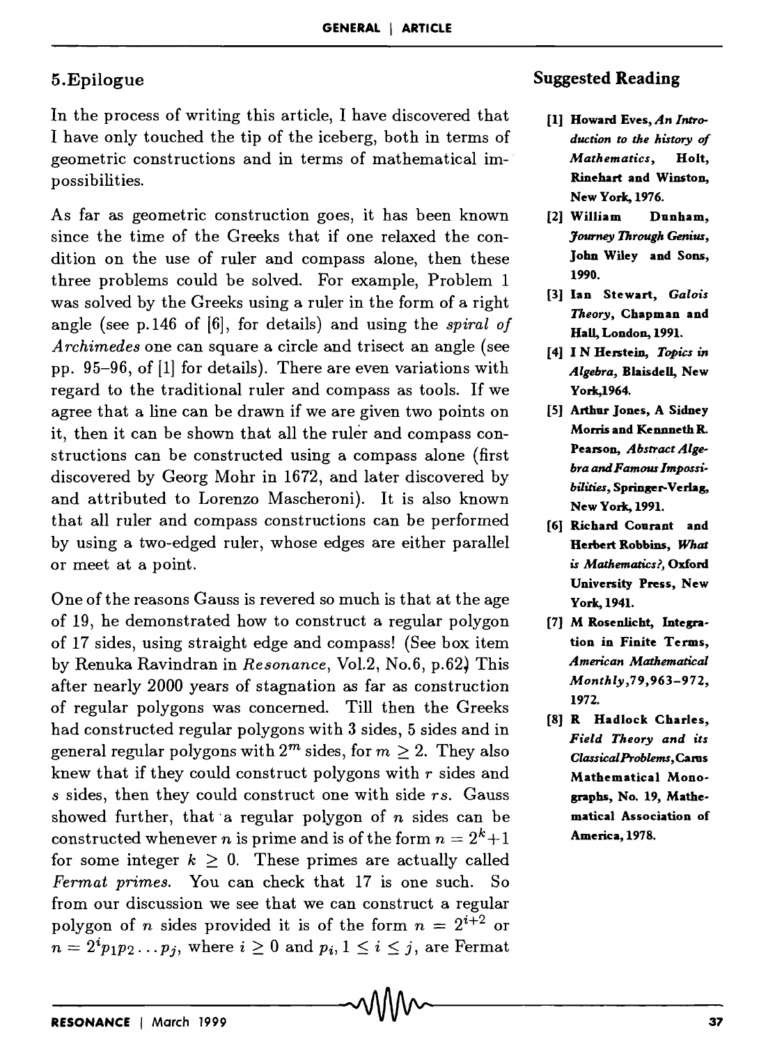## 5.Epilogue

In the process of writing this article, I have discovered that I have only touched the tip of the iceberg, both in terms of geometric constructions and in terms of mathematical impossibilities.

As far as geometric construction goes, it has been known since the time of the Greeks that if one relaxed the condition on the use of ruler and compass alone, then these three problems could be solved. For example, Problem 1 was solved by the Greeks using a ruler in the form of a right angle (see p.146 of [6], for details) and using the *spiral of Archimedes* one can square a circle and trisect an angle (see pp. 95–96, of [1] for details). There are even variations with regard to the traditional ruler and compass as tools. If we agree that a line can be drawn if we are given two points on it, then it can be shown that all the ruler and compass constructions can be constructed using a compass alone (first discovered by Georg Mohr in 1672, and later discovered by and attributed to Lorenzo Mascheroni). It is also known that all ruler and compass constructions can be performed by using a two-edged ruler, whose edges are either parallel or meet at a point.

One of the reasons Gauss is revered so much is that at the age of 19, he demonstrated how to construct a regular polygon of 17 sides, using straight edge and compass! (See box item by Renuka Ravindran in *Resonance*, Vol.2, No.6, p.62) This after nearly 2000 years of stagnation as far as construction of regular polygons was concerned. Till then the Greeks had constructed regular polygons with 3 sides, 5 sides and in general regular polygons with $2^m$ sides, for $m \geq 2$. They also knew that if they could construct polygons with $r$ sides and $s$ sides, then they could construct one with side $rs$. Gauss showed further, that a regular polygon of $n$ sides can be constructed whenever $n$ is prime and is of the form $n = 2^k+1$ for some integer $k \geq 0$. These primes are actually called *Fermat primes*. You can check that 17 is one such. So from our discussion we see that we can construct a regular polygon of $n$ sides provided it is of the form $n = 2^{i+2}$ or $n = 2^i p_1 p_2 \ldots p_j$, where $i \geq 0$ and $p_i, 1 \leq i \leq j$, are Fermat

## Suggested Reading

[1] Howard Eves, *An Introduction to the history of Mathematics*, Holt, Rinehart and Winston, New York, 1976.

[2] William Dunham, *Journey Through Genius*, John Wiley and Sons, 1990.

[3] Ian Stewart, *Galois Theory*, Chapman and Hall, London, 1991.

[4] I N Herstein, *Topics in Algebra*, Blaisdell, New York,1964.

[5] Arthur Jones, A Sidney Morris and Kennneth R. Pearson, *Abstract Algebra and Famous Impossibilities*, Springer-Verlag, New York, 1991.

[6] Richard Courant and Herbert Robbins, *What is Mathematics?*, Oxford University Press, New York, 1941.

[7] M Rosenlicht, Integration in Finite Terms, *American Mathematical Monthly*,79,963–972, 1972.

[8] R Hadlock Charles, *Field Theory and its Classical Problems*, Carus Mathematical Monographs, No. 19, Mathematical Association of America, 1978.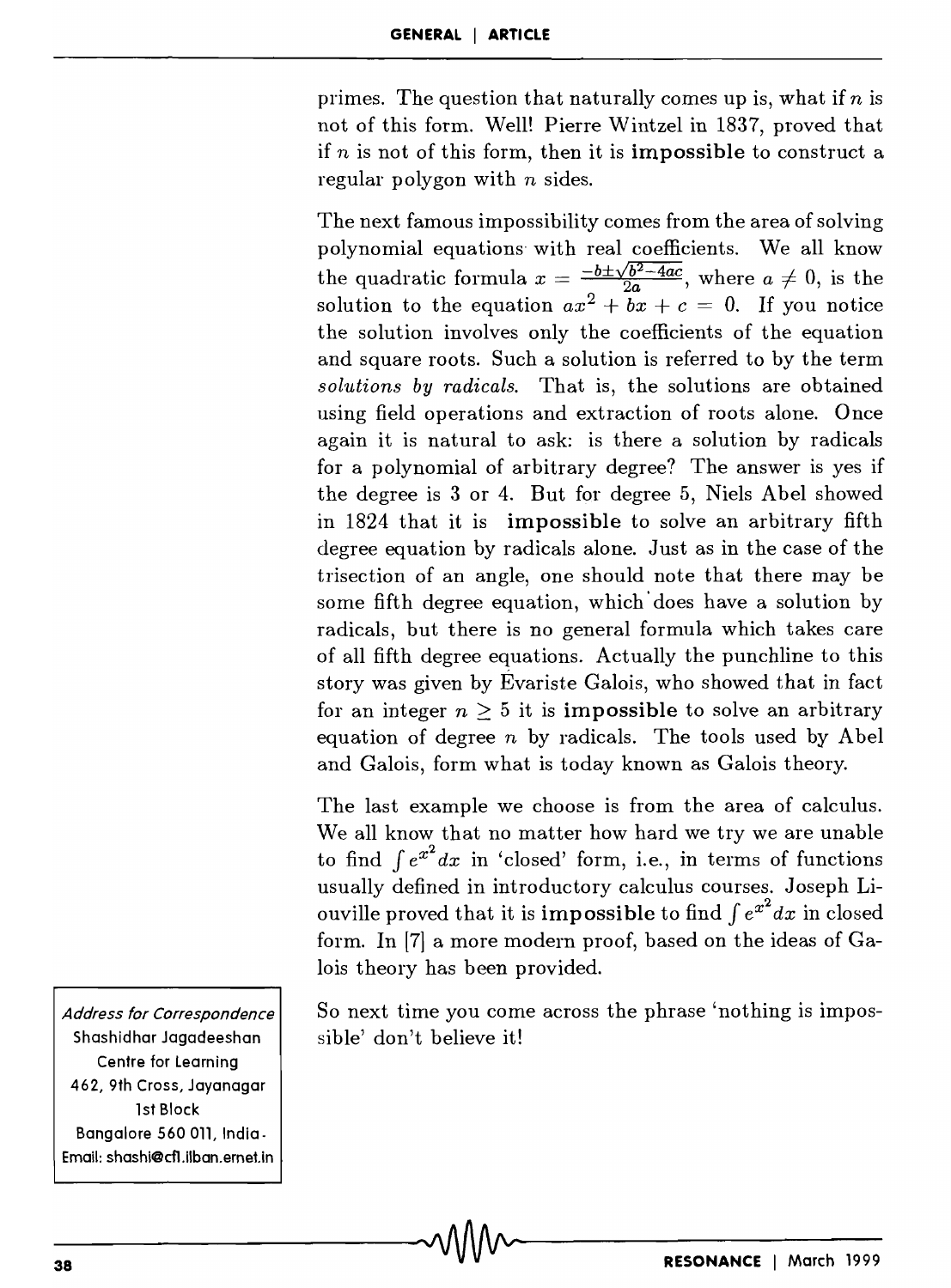primes. The question that naturally comes up is, what if $n$ is not of this form. Well! Pierre Wintzel in 1837, proved that if $n$ is not of this form, then it is **impossible** to construct a regular polygon with $n$ sides.

The next famous impossibility comes from the area of solving polynomial equations with real coefficients. We all know the quadratic formula $x = \frac{-b \pm \sqrt{b^2 - 4ac}}{2a}$, where $a \neq 0$, is the solution to the equation $ax^2 + bx + c = 0$. If you notice the solution involves only the coefficients of the equation and square roots. Such a solution is referred to by the term *solutions by radicals*. That is, the solutions are obtained using field operations and extraction of roots alone. Once again it is natural to ask: is there a solution by radicals for a polynomial of arbitrary degree? The answer is yes if the degree is 3 or 4. But for degree 5, Niels Abel showed in 1824 that it is **impossible** to solve an arbitrary fifth degree equation by radicals alone. Just as in the case of the trisection of an angle, one should note that there may be some fifth degree equation, which does have a solution by radicals, but there is no general formula which takes care of all fifth degree equations. Actually the punchline to this story was given by Évariste Galois, who showed that in fact for an integer $n \geq 5$ it is **impossible** to solve an arbitrary equation of degree $n$ by radicals. The tools used by Abel and Galois, form what is today known as Galois theory.

The last example we choose is from the area of calculus. We all know that no matter how hard we try we are unable to find $\int e^{x^2} dx$ in 'closed' form, i.e., in terms of functions usually defined in introductory calculus courses. Joseph Liouville proved that it is **impossible** to find $\int e^{x^2} dx$ in closed form. In [7] a more modern proof, based on the ideas of Galois theory has been provided.

So next time you come across the phrase 'nothing is impossible' don't believe it!

*Address for Correspondence*
Shashidhar Jagadeeshan
Centre for Learning
462, 9th Cross, Jayanagar
1st Block
Bangalore 560 011, India.
Email: shashi@cfl.iiban.ernet.in